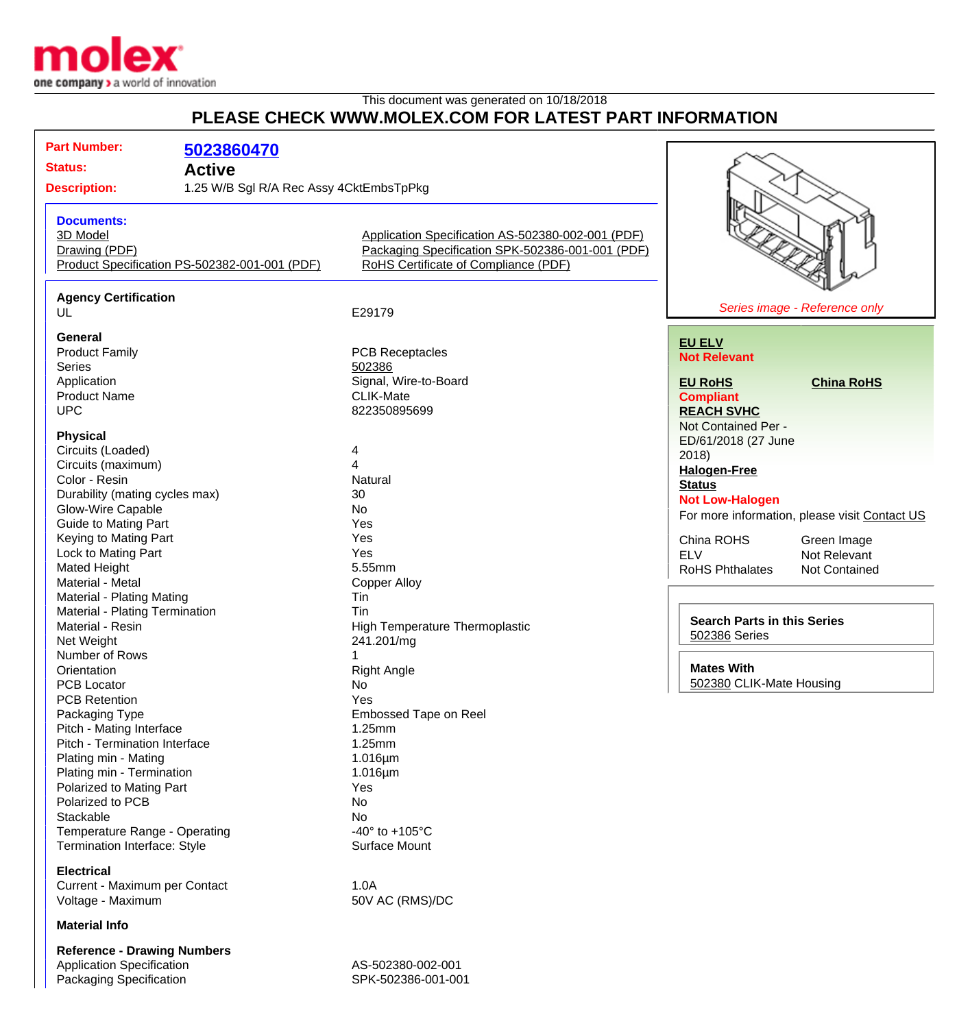This document was generated on 10/18/2018

# PLEASE CHECK WWW.MOLEX.COM FOR LATEST PART INFORMATION

| | |
|---|---|
| **Part Number:** | **5023860470** |
| **Status:** | **Active** |
| **Description:** | 1.25 W/B Sgl R/A Rec Assy 4CktEmbsTpPkg |

**Documents:**

- 3D Model
- Drawing (PDF)
- Product Specification PS-502382-001-001 (PDF)
- Application Specification AS-502380-002-001 (PDF)
- Packaging Specification SPK-502386-001-001 (PDF)
- RoHS Certificate of Compliance (PDF)

*Series image - Reference only*

**Agency Certification**

| | |
|---|---|
| UL | E29179 |

**General**

| | |
|---|---|
| Product Family | PCB Receptacles |
| Series | 502386 |
| Application | Signal, Wire-to-Board |
| Product Name | CLIK-Mate |
| UPC | 822350895699 |

**Physical**

| | |
|---|---|
| Circuits (Loaded) | 4 |
| Circuits (maximum) | 4 |
| Color - Resin | Natural |
| Durability (mating cycles max) | 30 |
| Glow-Wire Capable | No |
| Guide to Mating Part | Yes |
| Keying to Mating Part | Yes |
| Lock to Mating Part | Yes |
| Mated Height | 5.55mm |
| Material - Metal | Copper Alloy |
| Material - Plating Mating | Tin |
| Material - Plating Termination | Tin |
| Material - Resin | High Temperature Thermoplastic |
| Net Weight | 241.201/mg |
| Number of Rows | 1 |
| Orientation | Right Angle |
| PCB Locator | No |
| PCB Retention | Yes |
| Packaging Type | Embossed Tape on Reel |
| Pitch - Mating Interface | 1.25mm |
| Pitch - Termination Interface | 1.25mm |
| Plating min - Mating | 1.016µm |
| Plating min - Termination | 1.016µm |
| Polarized to Mating Part | Yes |
| Polarized to PCB | No |
| Stackable | No |
| Temperature Range - Operating | -40° to +105°C |
| Termination Interface: Style | Surface Mount |

**Electrical**

| | |
|---|---|
| Current - Maximum per Contact | 1.0A |
| Voltage - Maximum | 50V AC (RMS)/DC |

**Material Info**

**Reference - Drawing Numbers**

| | |
|---|---|
| Application Specification | AS-502380-002-001 |
| Packaging Specification | SPK-502386-001-001 |

**EU ELV**
**Not Relevant**

**EU RoHS**
**Compliant**

**China RoHS**

**REACH SVHC**
Not Contained Per - ED/61/2018 (27 June 2018)

**Halogen-Free Status**
**Not Low-Halogen**

For more information, please visit Contact US

| | |
|---|---|
| China ROHS | Green Image |
| ELV | Not Relevant |
| RoHS Phthalates | Not Contained |

**Search Parts in this Series**
502386 Series

**Mates With**
502380 CLIK-Mate Housing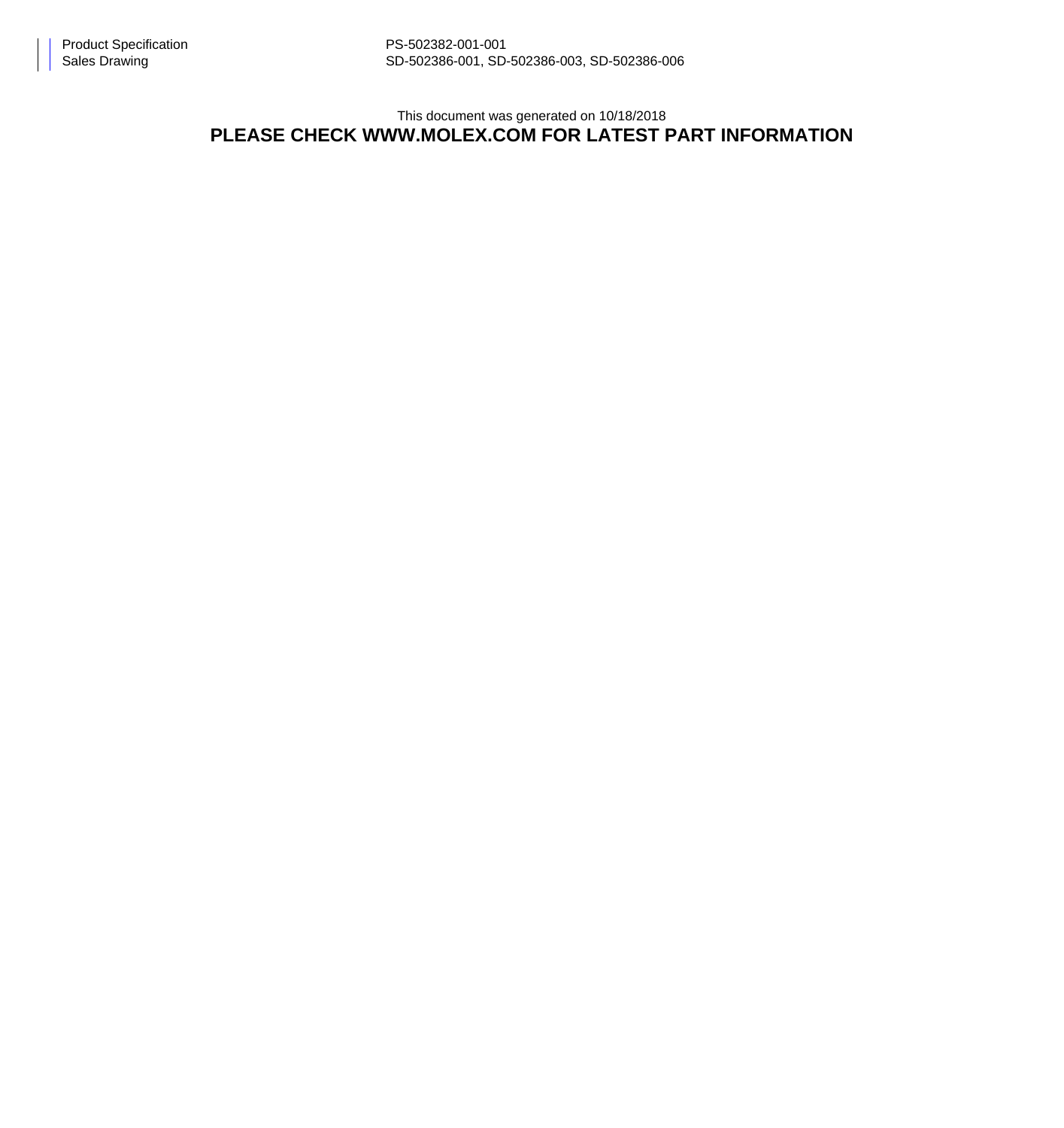| | |
|---|---|
| Product Specification | PS-502382-001-001 |
| Sales Drawing | SD-502386-001, SD-502386-003, SD-502386-006 |

This document was generated on 10/18/2018

**PLEASE CHECK WWW.MOLEX.COM FOR LATEST PART INFORMATION**